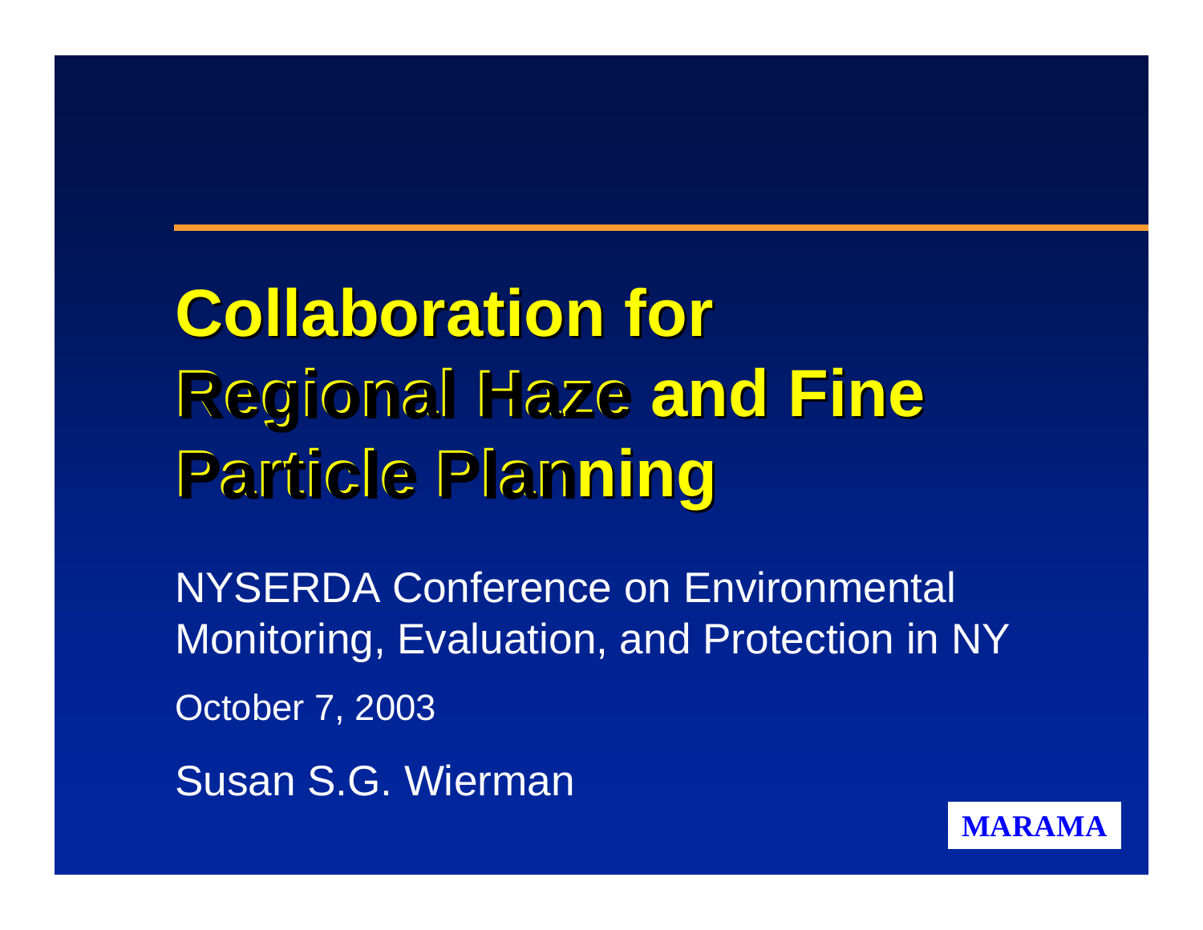# Collaboration for Regional Haze and Fine Particle Planning

NYSERDA Conference on Environmental Monitoring, Evaluation, and Protection in NY

October 7, 2003

Susan S.G. Wierman

MARAMA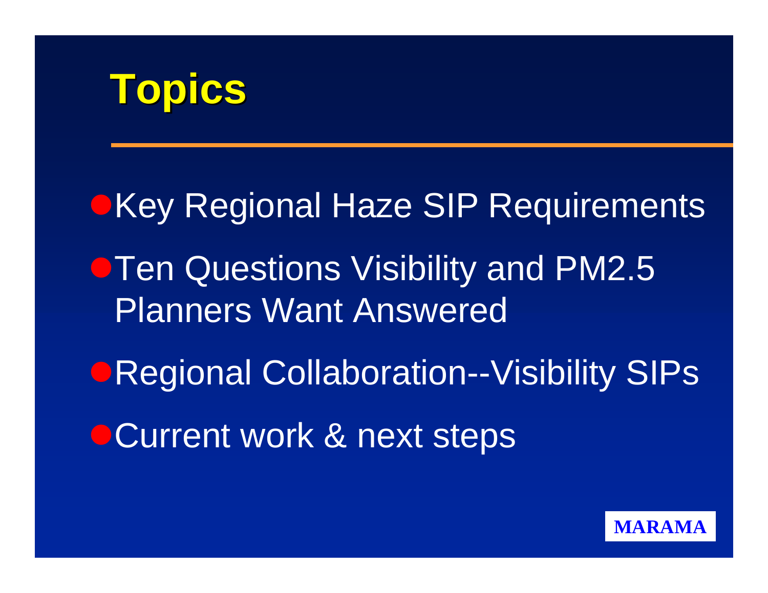# Topics

- Key Regional Haze SIP Requirements
- Ten Questions Visibility and PM2.5 Planners Want Answered
- Regional Collaboration--Visibility SIPs
- Current work & next steps

MARAMA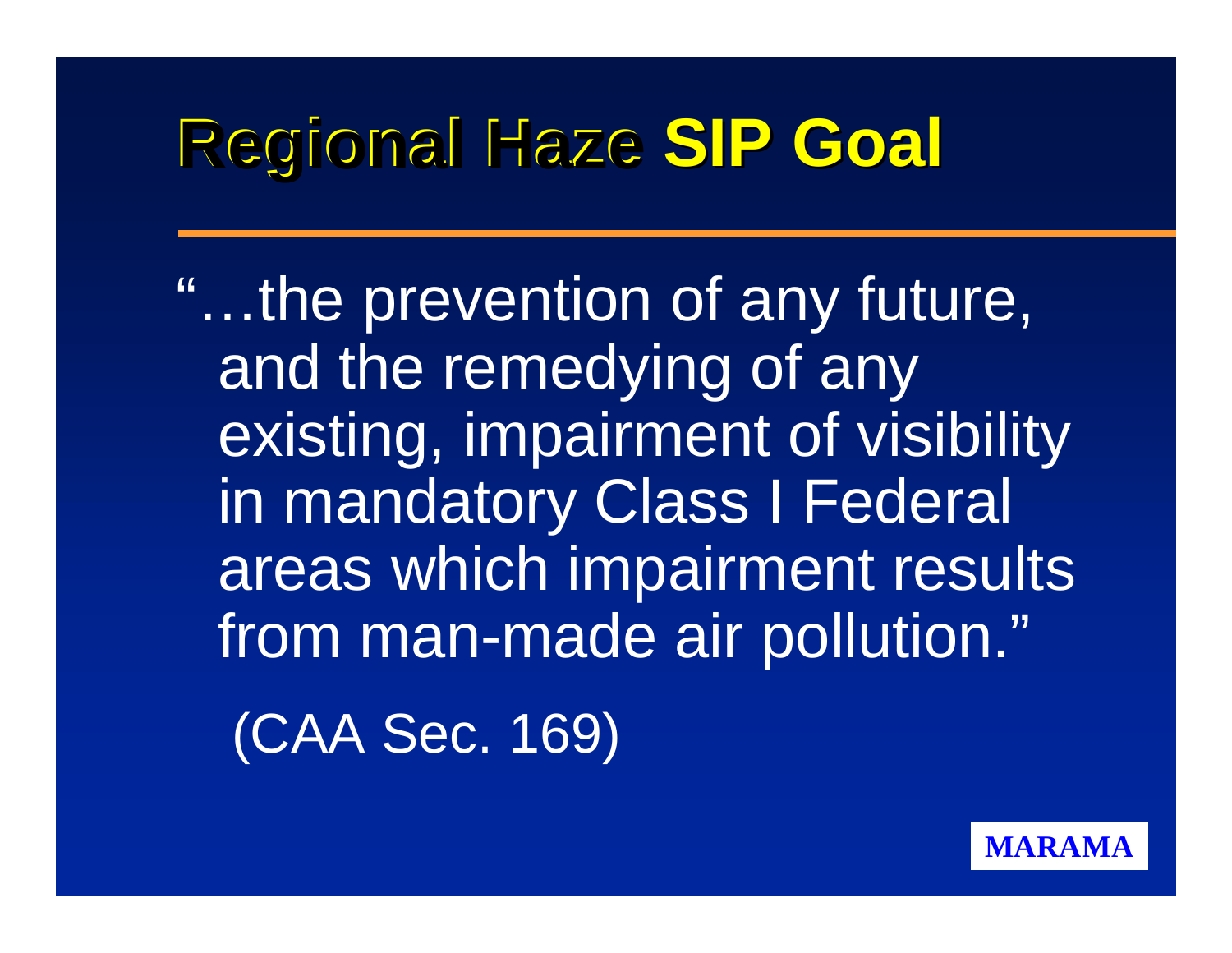# Regional Haze SIP Goal

"…the prevention of any future, and the remedying of any existing, impairment of visibility in mandatory Class I Federal areas which impairment results from man-made air pollution."

(CAA Sec. 169)

MARAMA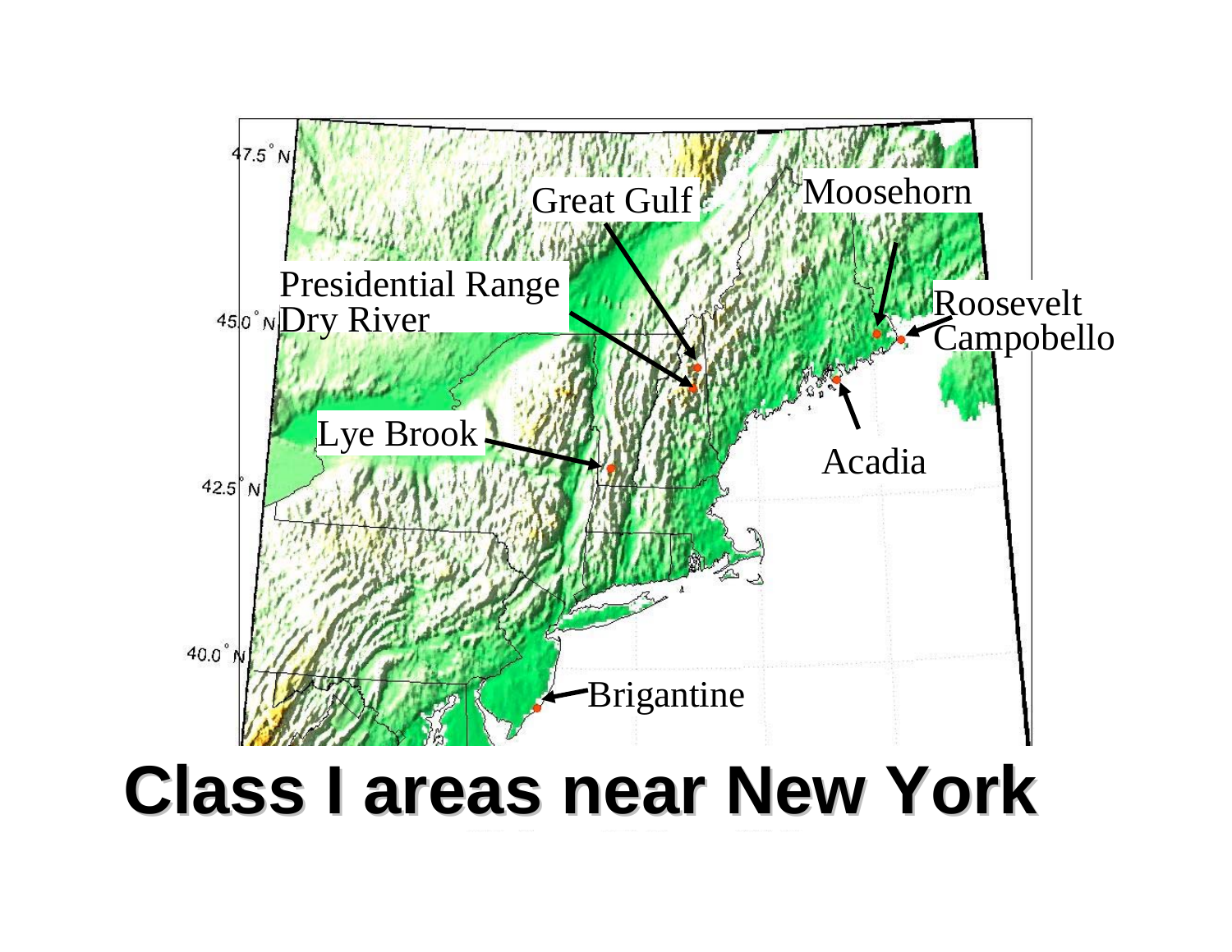Great Gulf

Moosehorn

Presidential Range
Dry River

Roosevelt
Campobello

Lye Brook

Acadia

Brigantine

47.5° N

45.0° N

42.5° N

40.0° N

# Class I areas near New York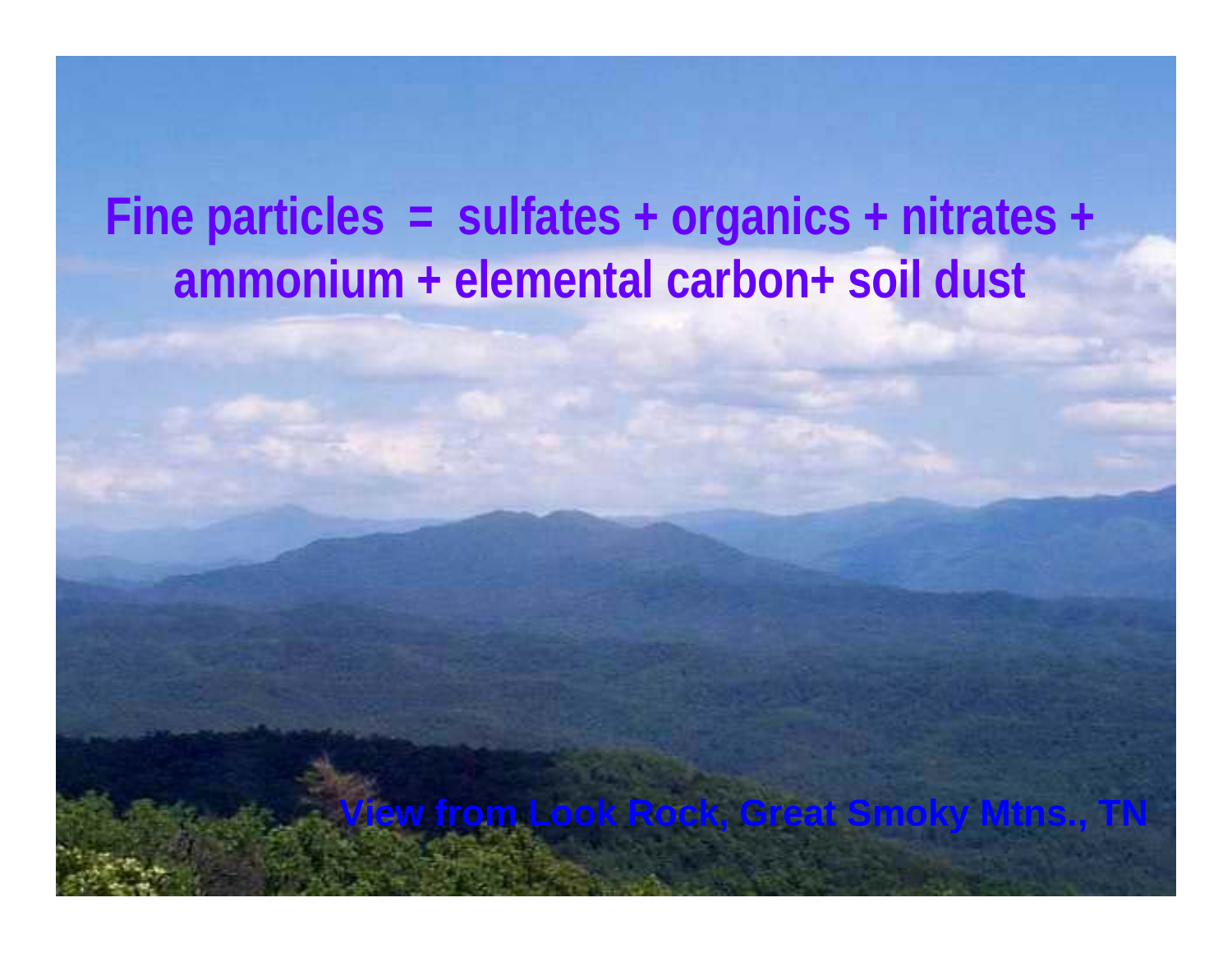# Fine particles = sulfates + organics + nitrates + ammonium + elemental carbon+ soil dust

View from Look Rock, Great Smoky Mtns., TN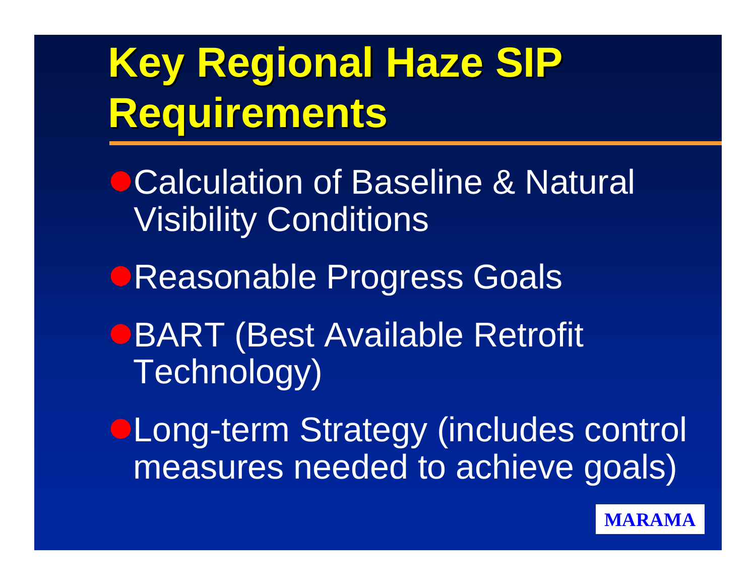# Key Regional Haze SIP Requirements

- Calculation of Baseline & Natural Visibility Conditions
- Reasonable Progress Goals
- BART (Best Available Retrofit Technology)
- Long-term Strategy (includes control measures needed to achieve goals)

MARAMA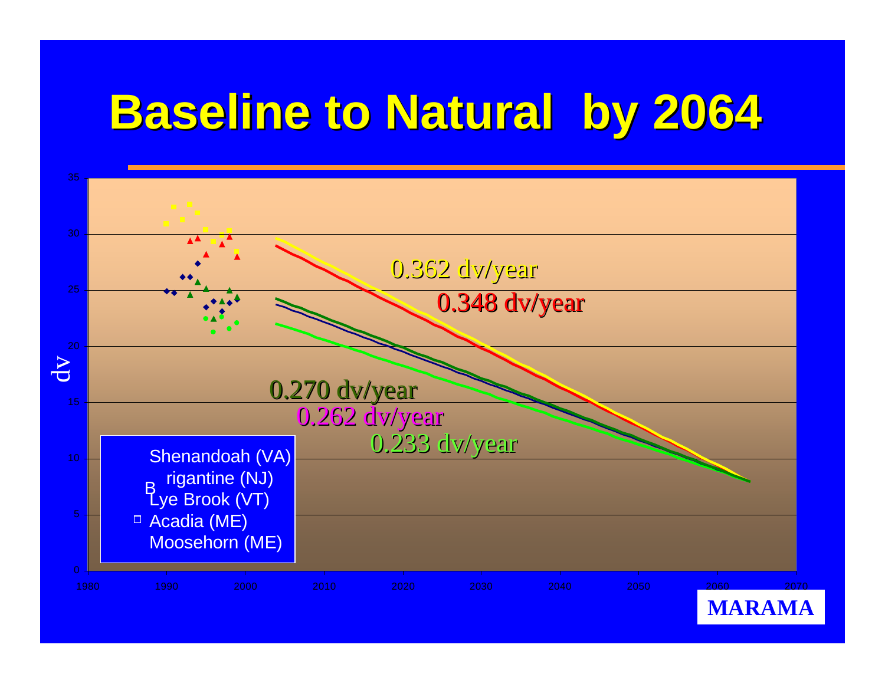# Baseline to Natural by 2064

dv

0.362 dv/year

0.348 dv/year

0.270 dv/year

0.262 dv/year

0.233 dv/year

Shenandoah (VA)
Brigantine (NJ)
Lye Brook (VT)
Acadia (ME)
Moosehorn (ME)

MARAMA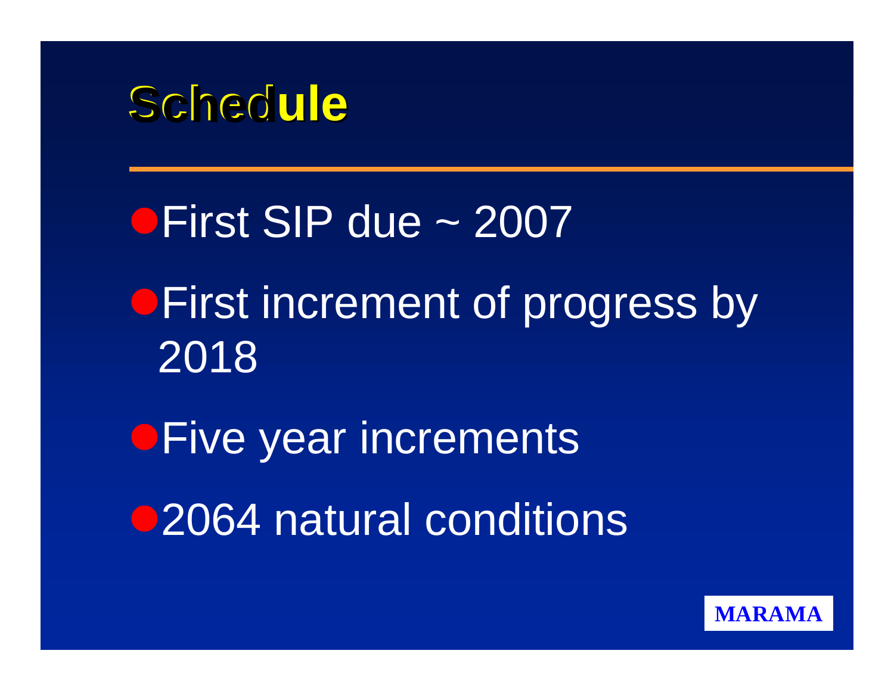# Schedule

- First SIP due ~ 2007
- First increment of progress by 2018
- Five year increments
- 2064 natural conditions

MARAMA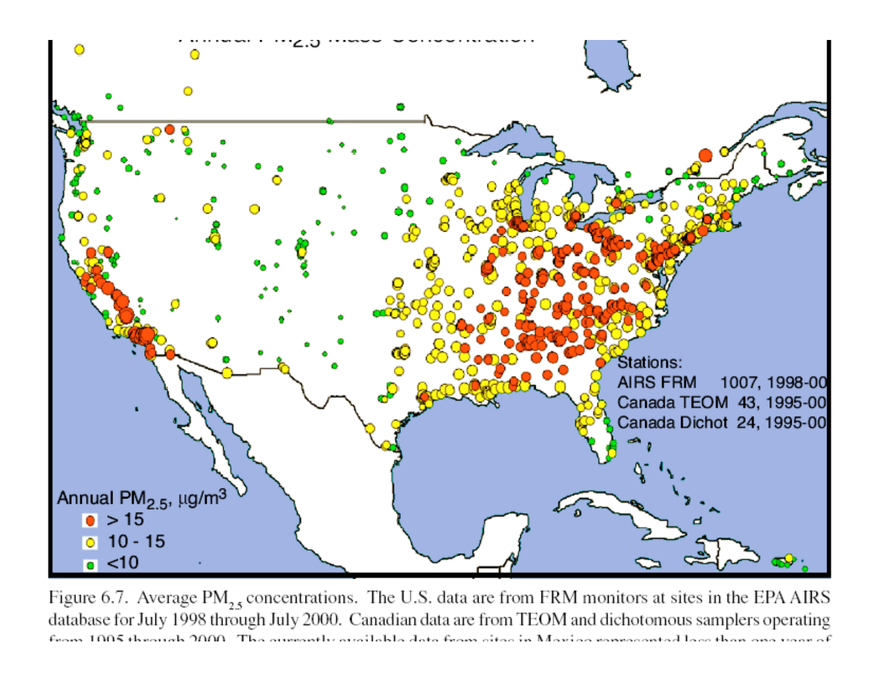Figure 6.7. Average $PM_{2.5}$ concentrations. The U.S. data are from FRM monitors at sites in the EPA AIRS database for July 1998 through July 2000. Canadian data are from TEOM and dichotomous samplers operating from 1995 through 2000. The currently available data from sites in Mexico represented less than one year of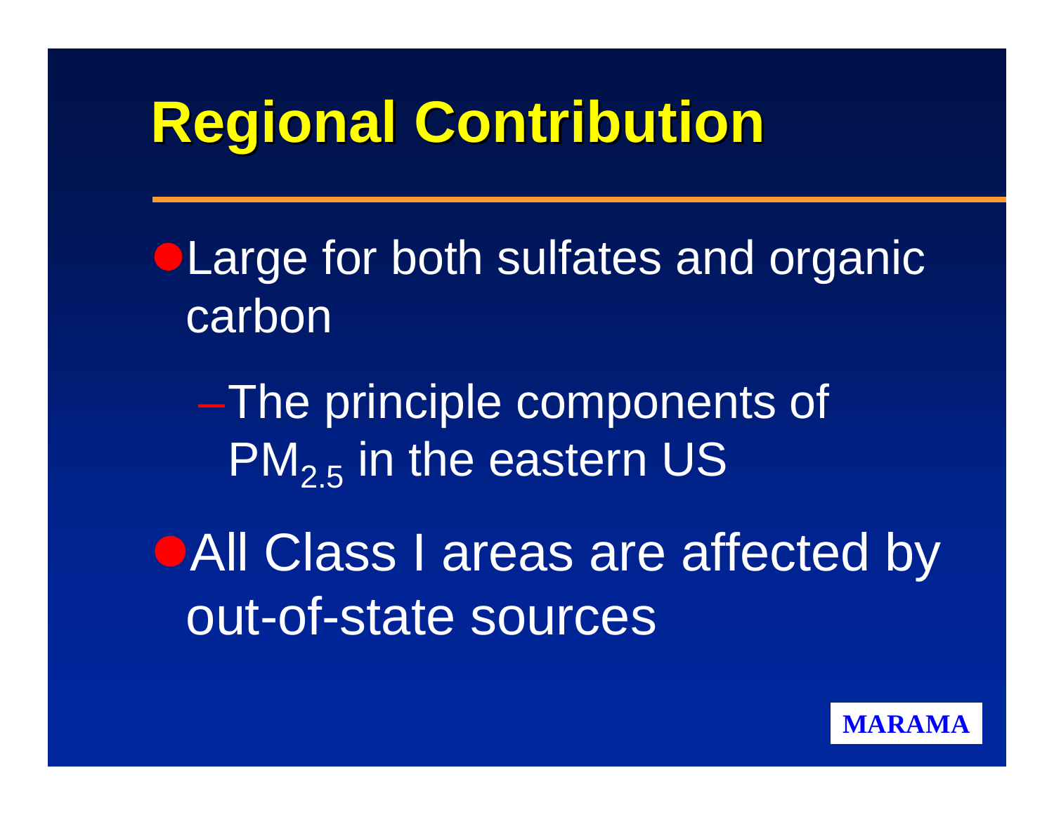# Regional Contribution

- Large for both sulfates and organic carbon
  - The principle components of $PM_{2.5}$ in the eastern US
- All Class I areas are affected by out-of-state sources

MARAMA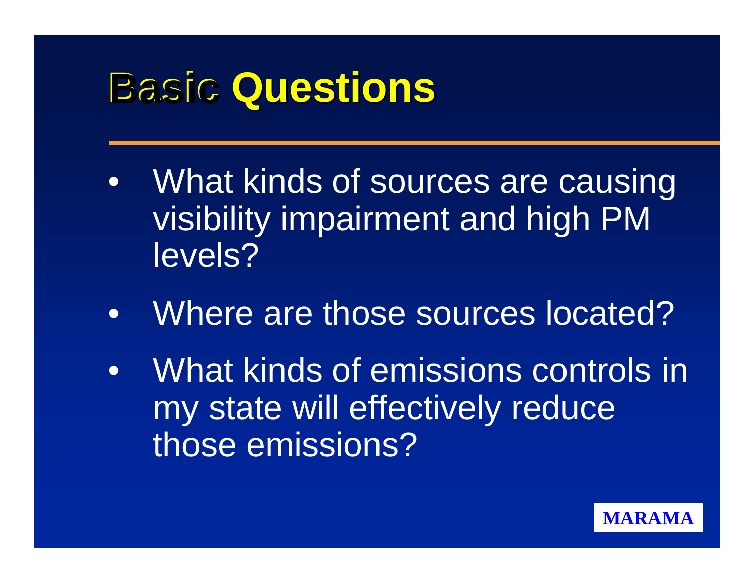# Basic Questions

- What kinds of sources are causing visibility impairment and high PM levels?
- Where are those sources located?
- What kinds of emissions controls in my state will effectively reduce those emissions?

MARAMA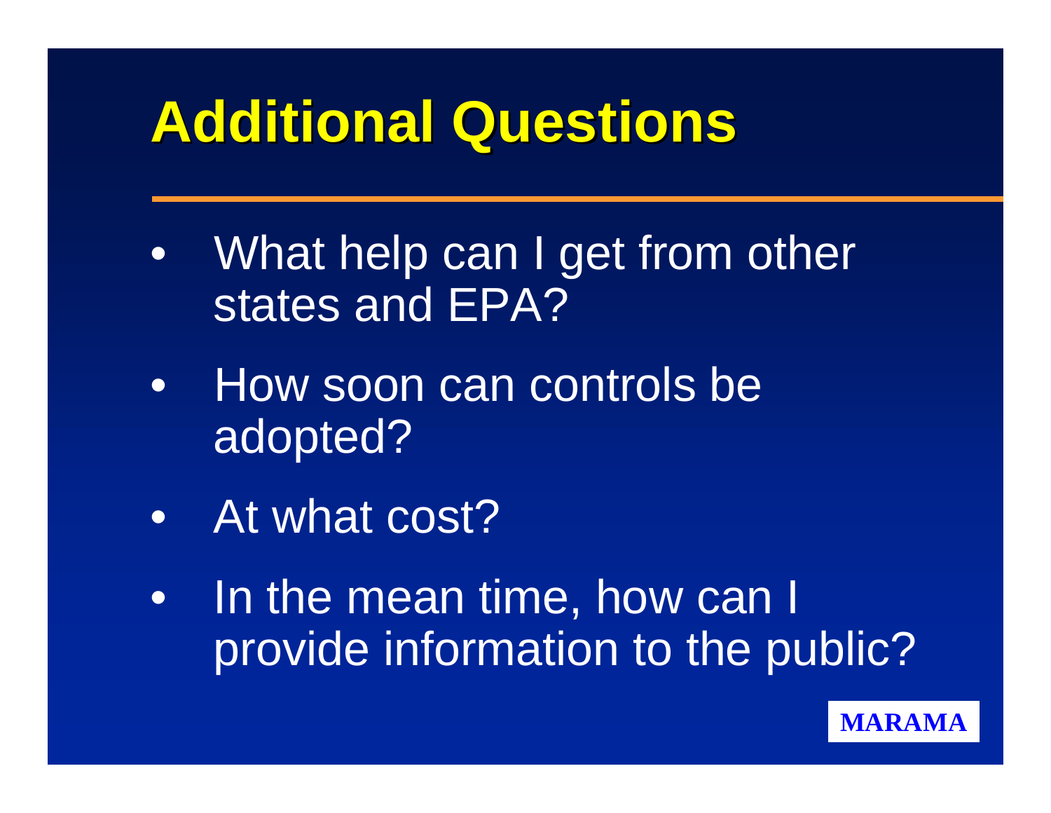# Additional Questions

- What help can I get from other states and EPA?
- How soon can controls be adopted?
- At what cost?
- In the mean time, how can I provide information to the public?

MARAMA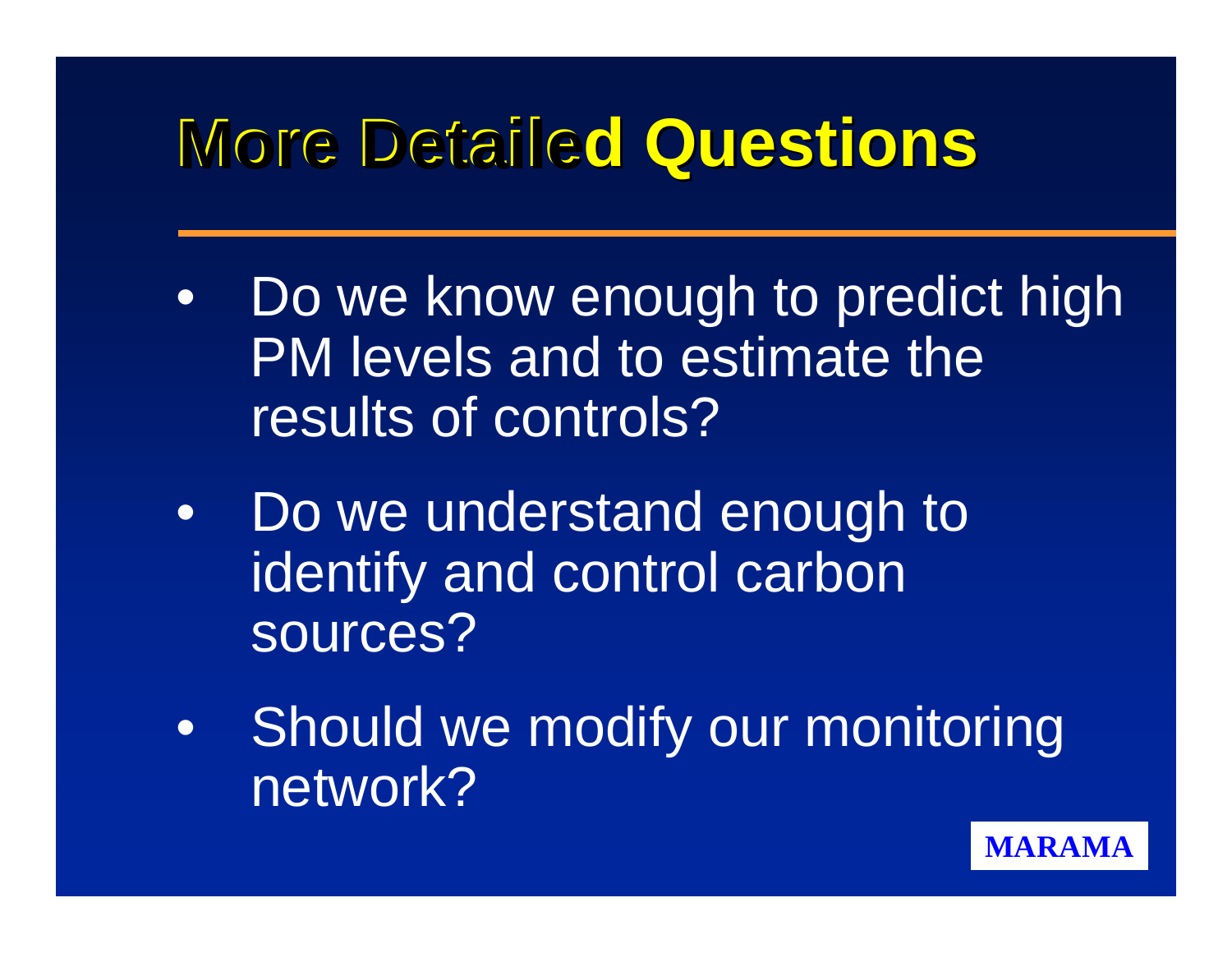# More Detailed Questions

- Do we know enough to predict high PM levels and to estimate the results of controls?
- Do we understand enough to identify and control carbon sources?
- Should we modify our monitoring network?

MARAMA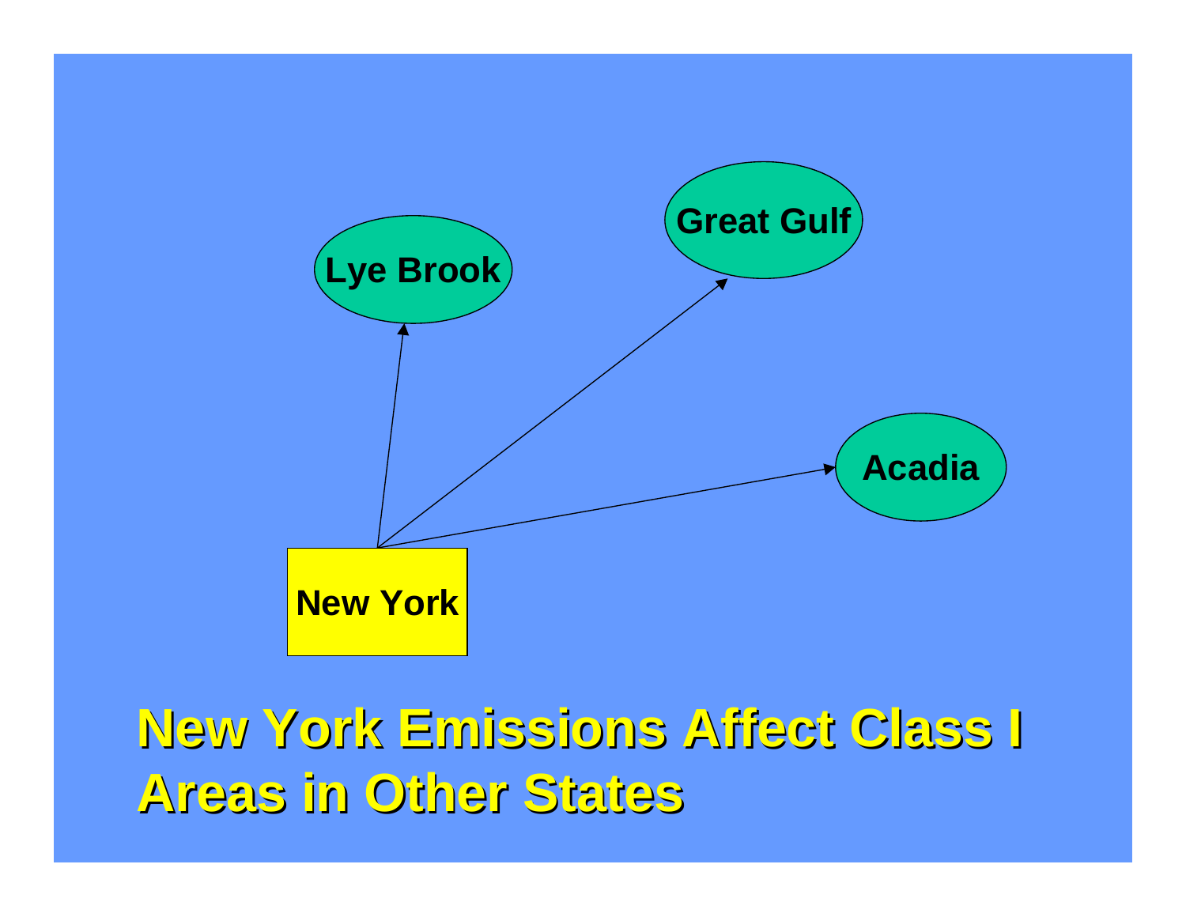Lye Brook

Great Gulf

Acadia

New York

# New York Emissions Affect Class I Areas in Other States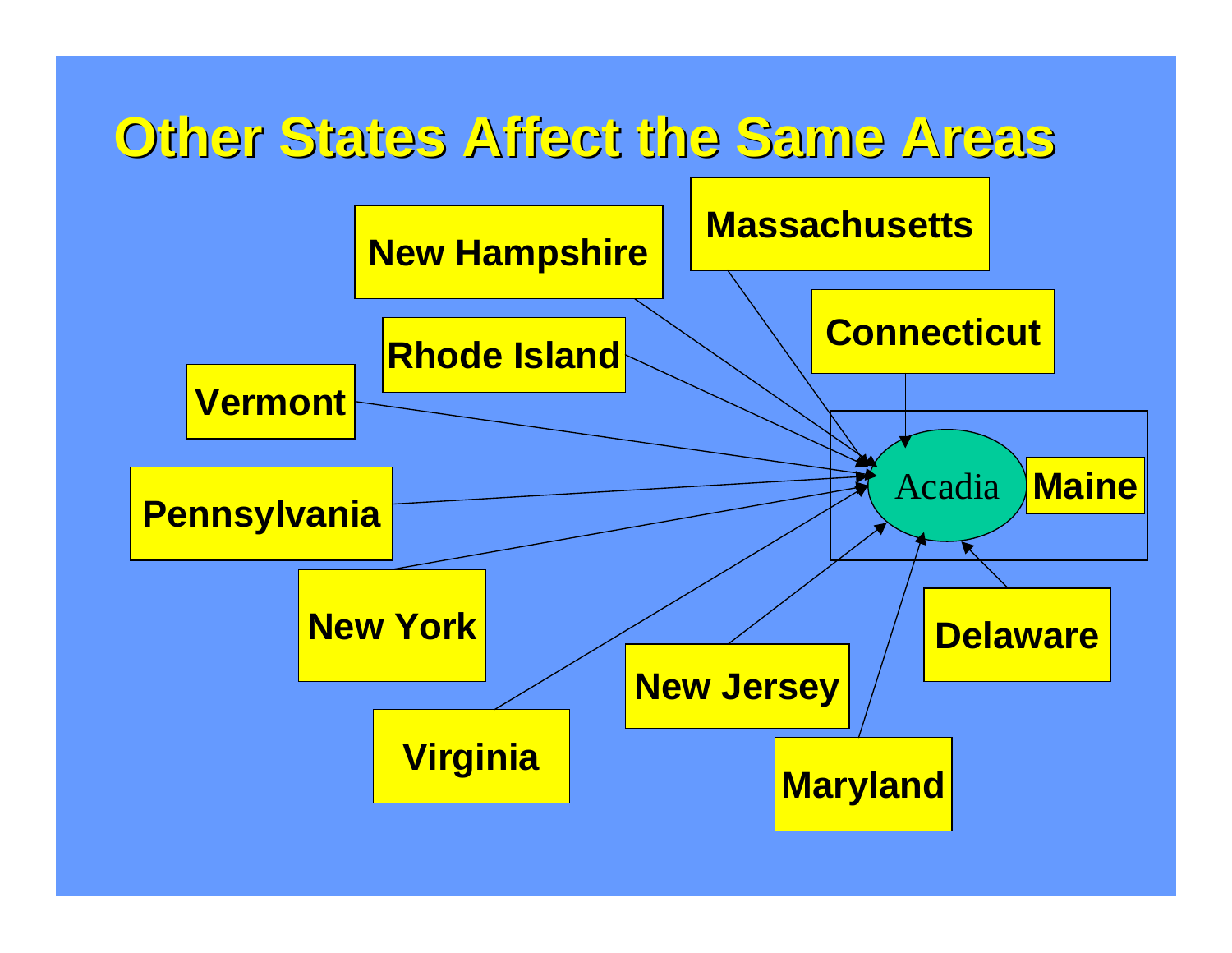# Other States Affect the Same Areas

- New Hampshire
- Massachusetts
- Connecticut
- Rhode Island
- Vermont
- Pennsylvania
- New York
- Virginia
- New Jersey
- Maryland
- Delaware

Acadia

Maine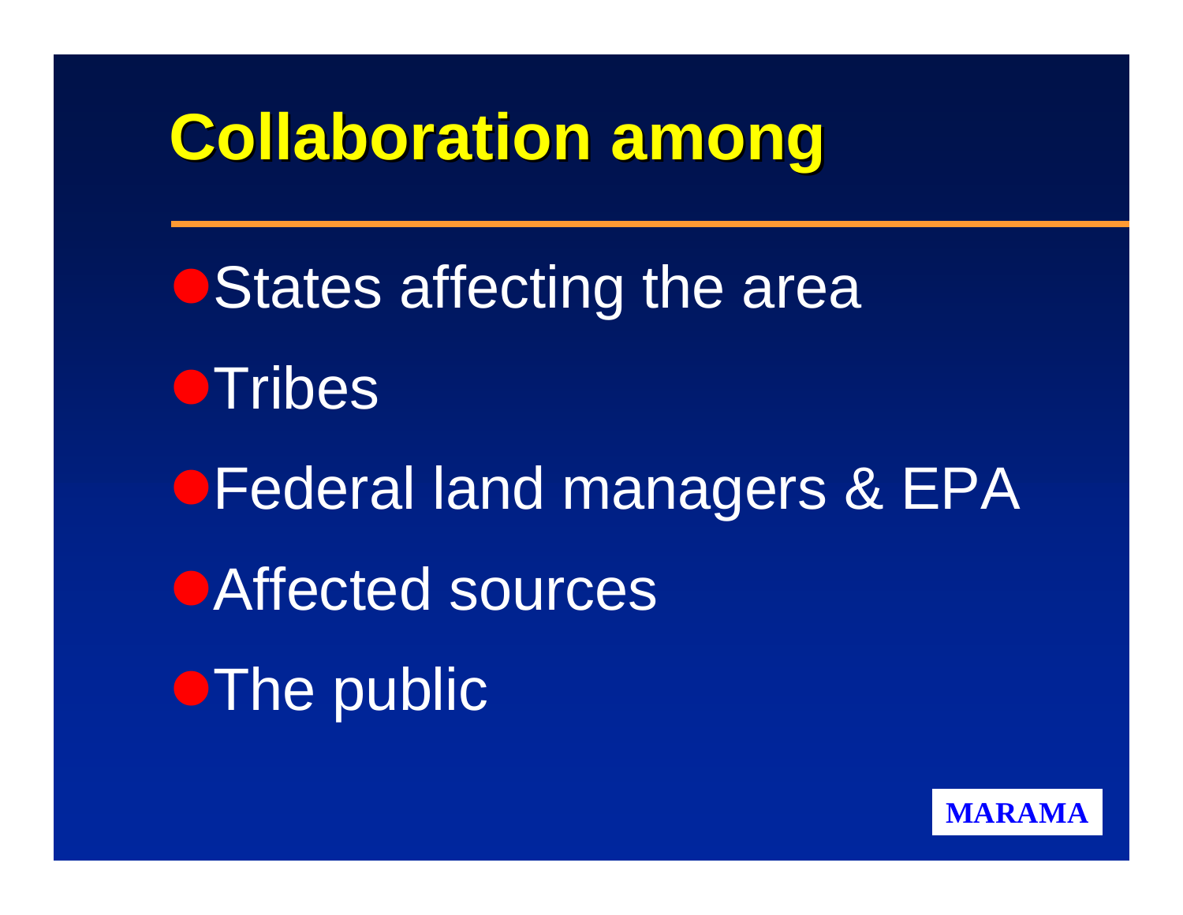# Collaboration among

- States affecting the area
- Tribes
- Federal land managers & EPA
- Affected sources
- The public

MARAMA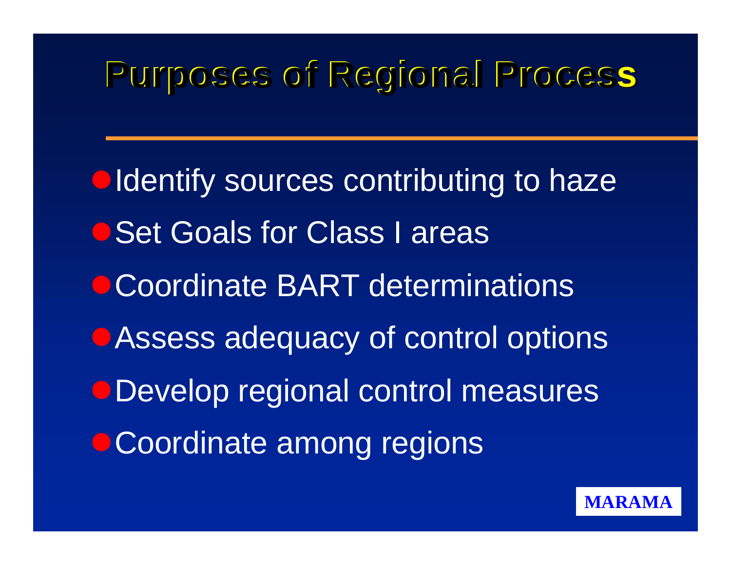# Purposes of Regional Process

- Identify sources contributing to haze
- Set Goals for Class I areas
- Coordinate BART determinations
- Assess adequacy of control options
- Develop regional control measures
- Coordinate among regions

MARAMA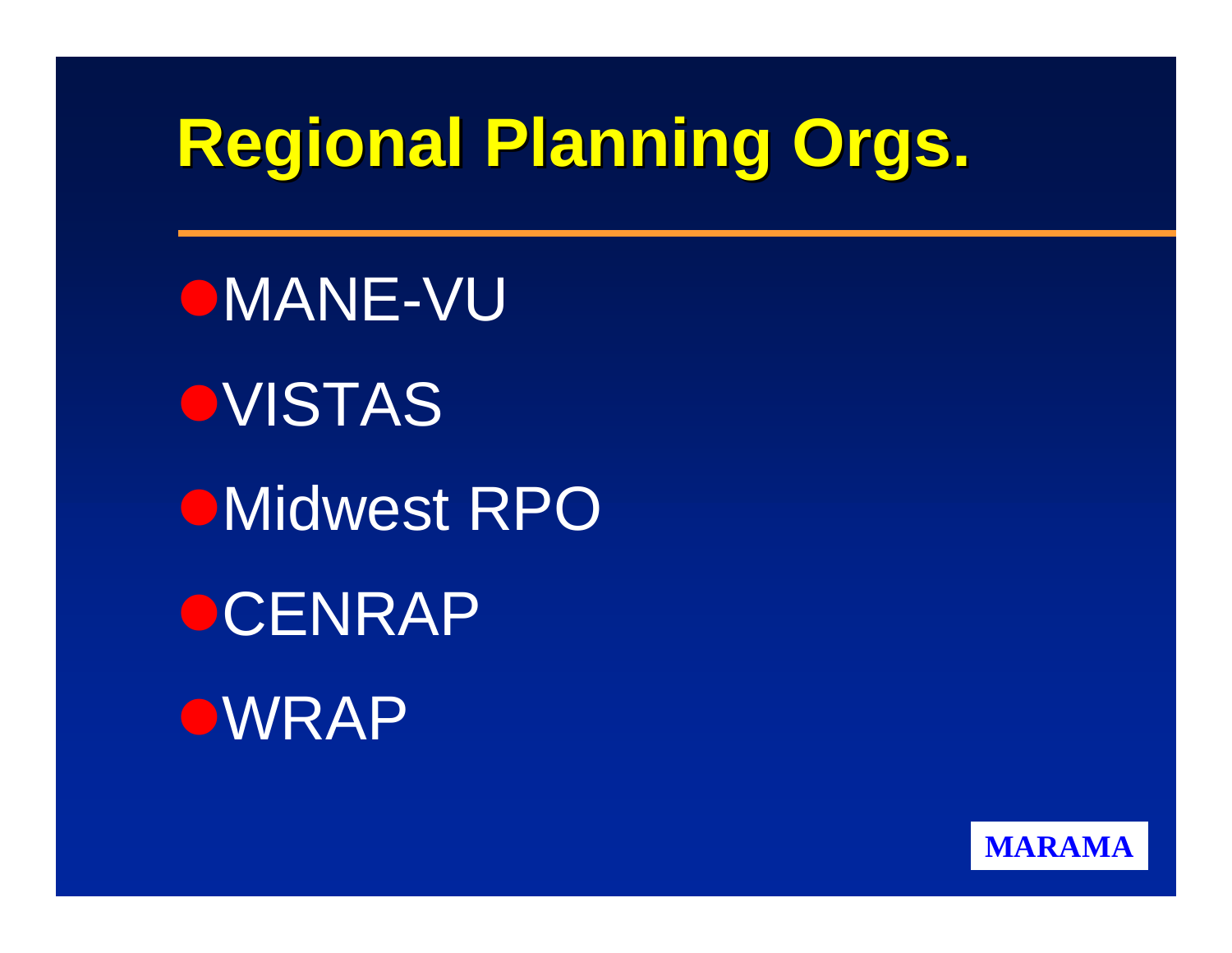# Regional Planning Orgs.

- MANE-VU
- VISTAS
- Midwest RPO
- CENRAP
- WRAP

MARAMA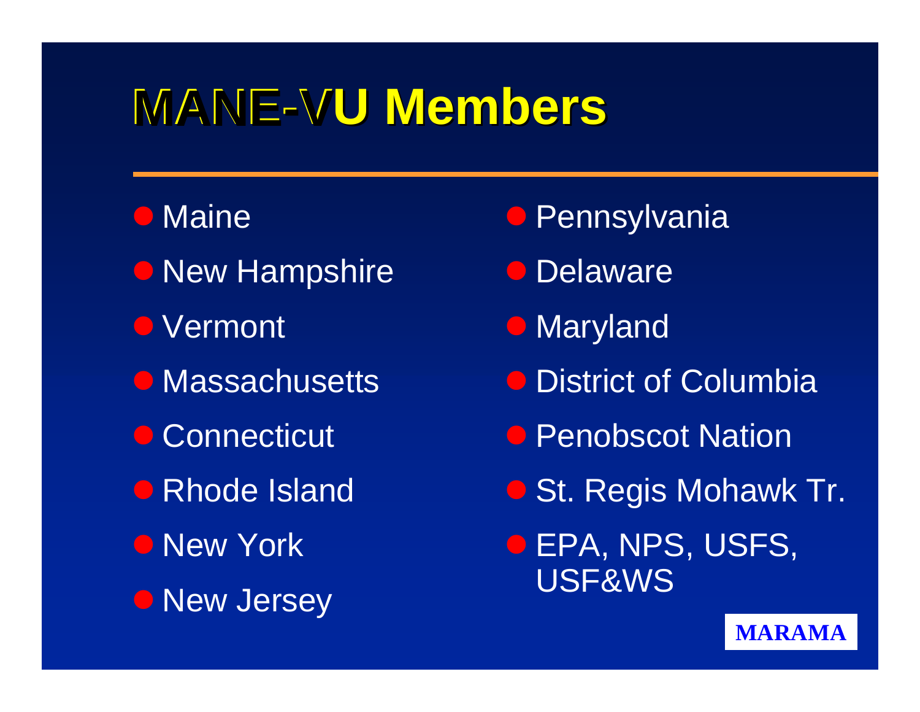# MANE-VU Members

- Maine
- New Hampshire
- Vermont
- Massachusetts
- Connecticut
- Rhode Island
- New York
- New Jersey
- Pennsylvania
- Delaware
- Maryland
- District of Columbia
- Penobscot Nation
- St. Regis Mohawk Tr.
- EPA, NPS, USFS, USF&WS

MARAMA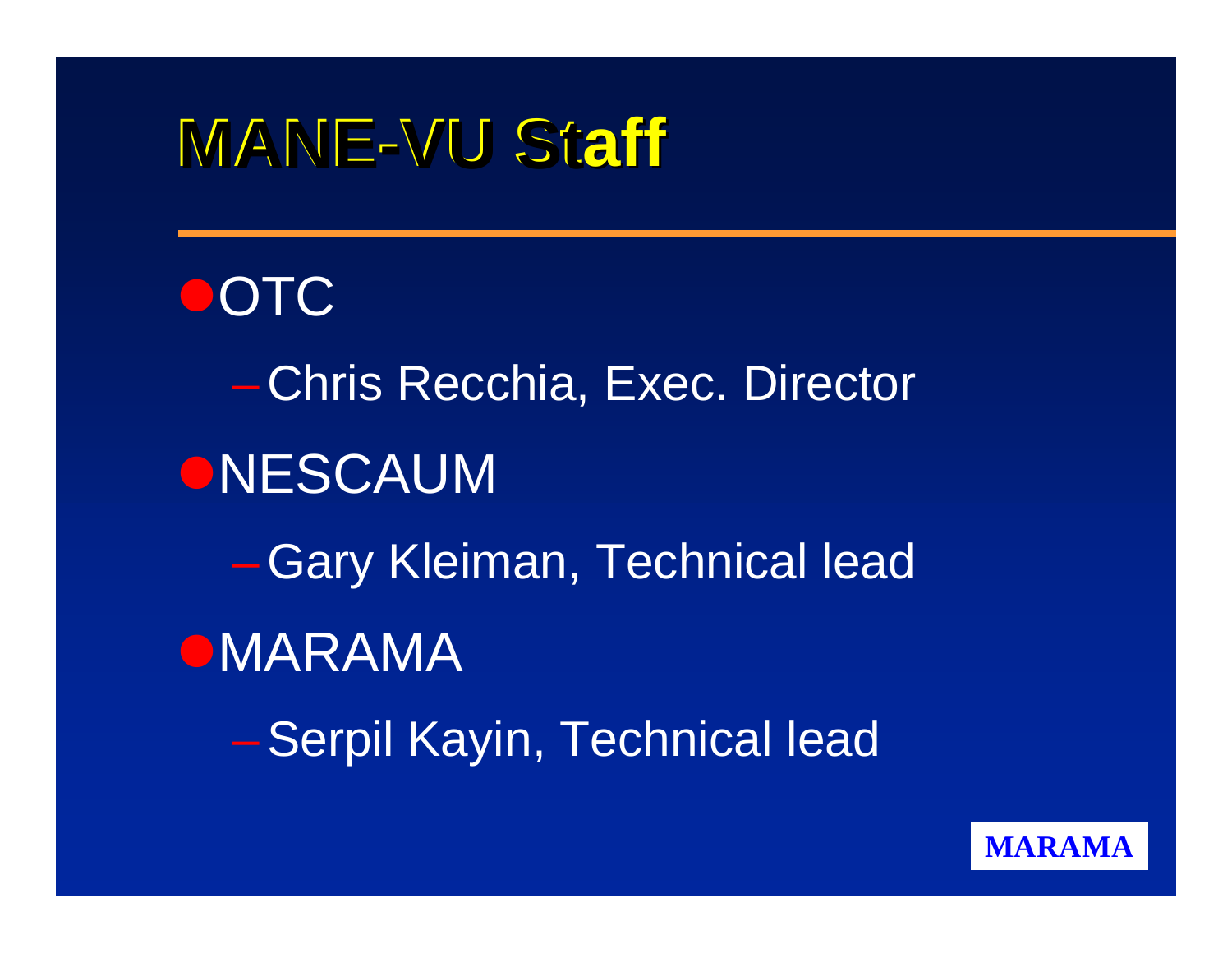# MANE-VU Staff

- OTC
  - Chris Recchia, Exec. Director
- NESCAUM
  - Gary Kleiman, Technical lead
- MARAMA
  - Serpil Kayin, Technical lead

MARAMA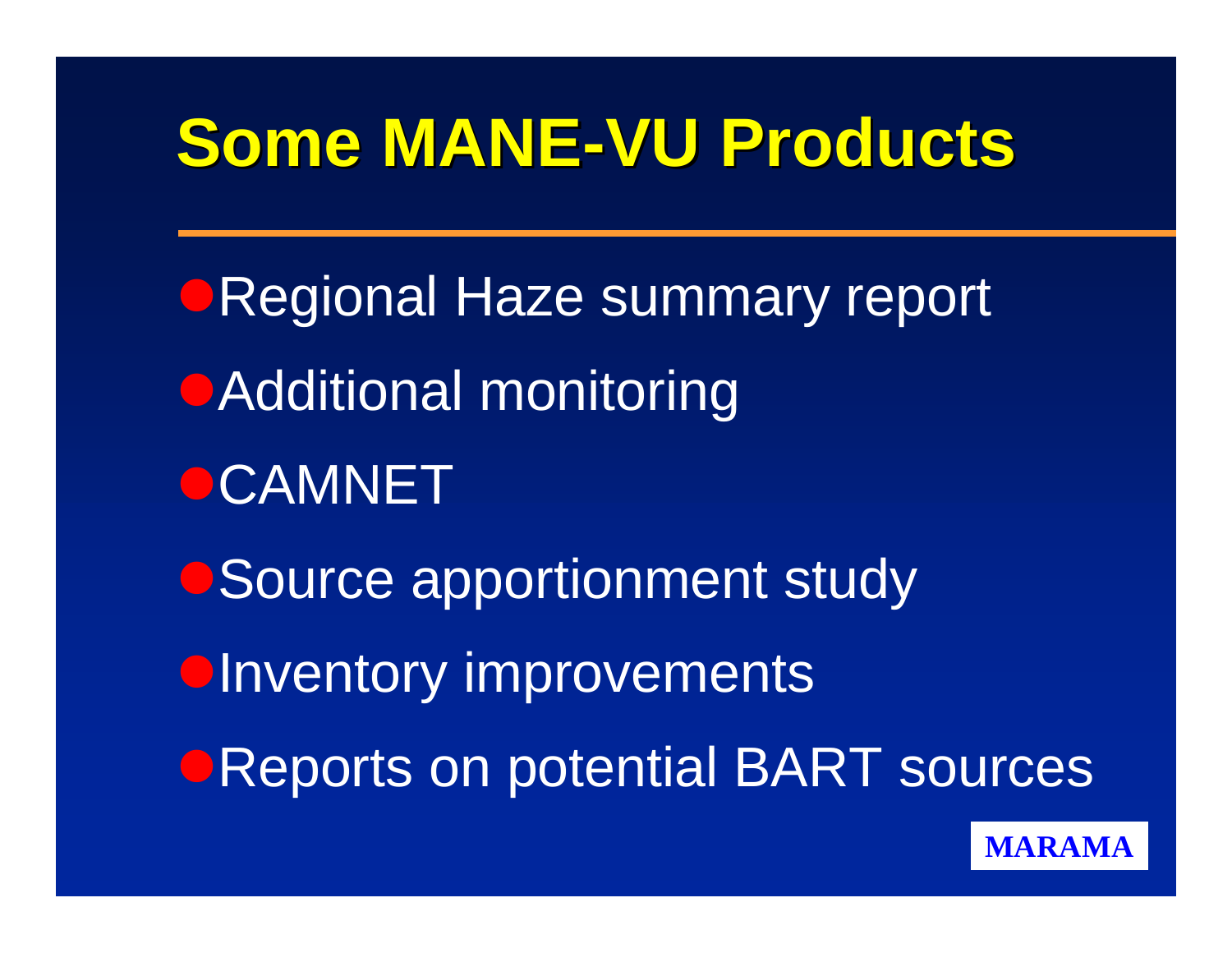# Some MANE-VU Products

- Regional Haze summary report
- Additional monitoring
- CAMNET
- Source apportionment study
- Inventory improvements
- Reports on potential BART sources

MARAMA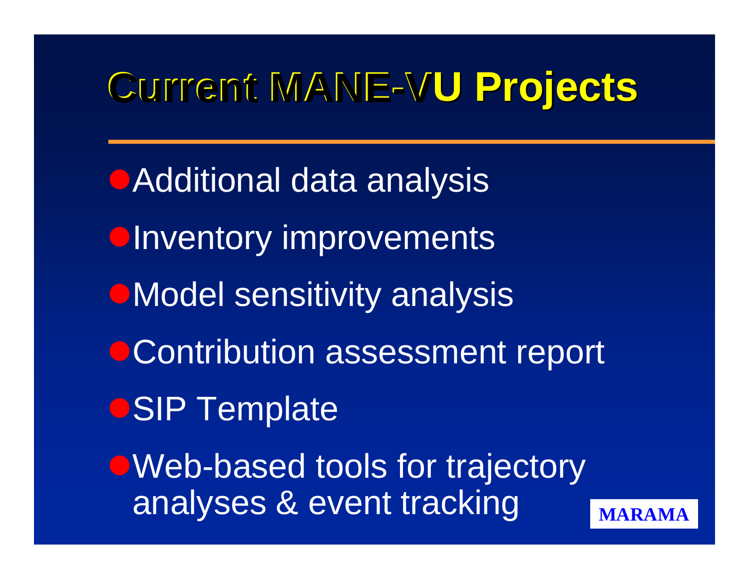# Current MANE-VU Projects

- Additional data analysis
- Inventory improvements
- Model sensitivity analysis
- Contribution assessment report
- SIP Template
- Web-based tools for trajectory analyses & event tracking

MARAMA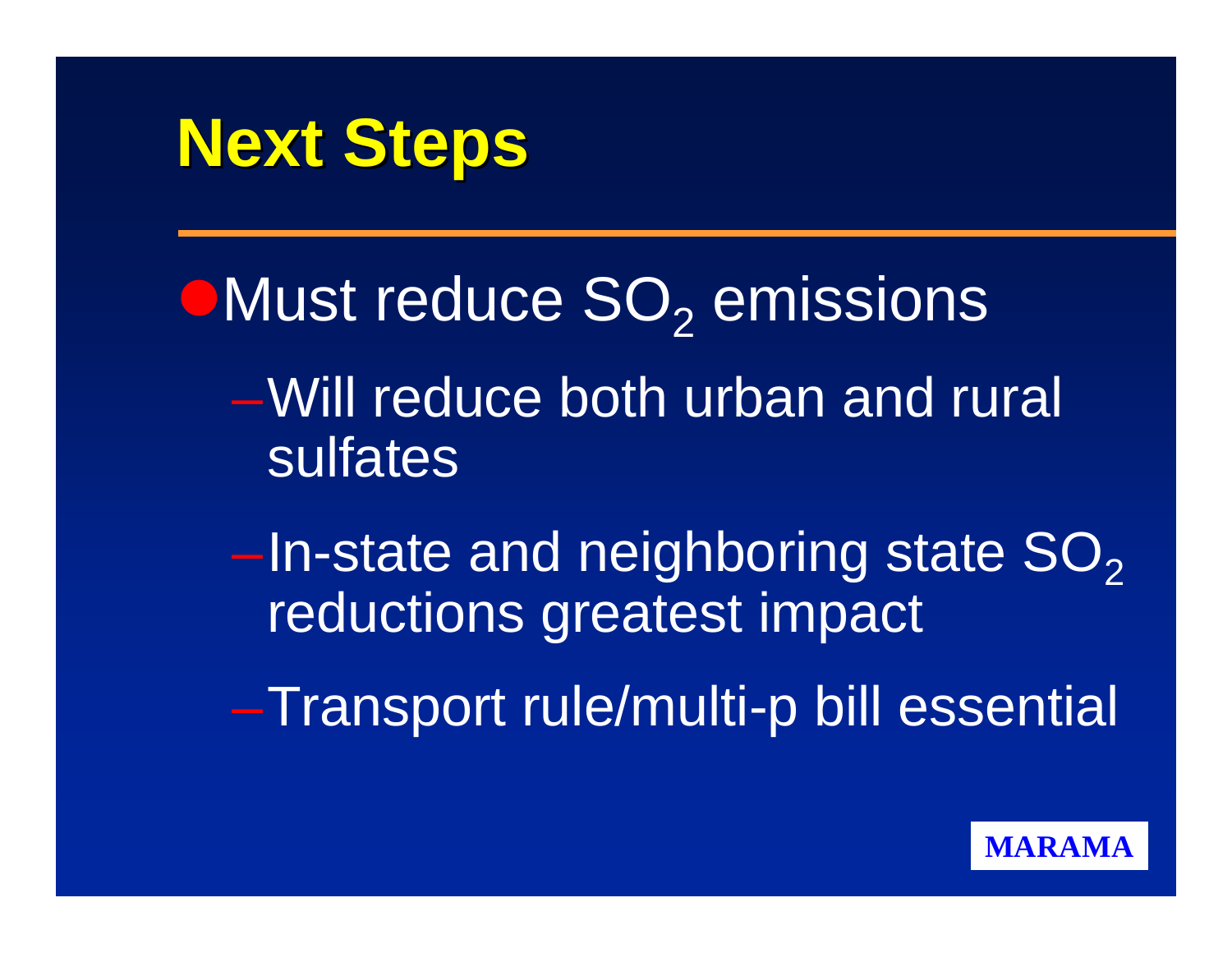# Next Steps

- Must reduce $SO_2$ emissions
  - Will reduce both urban and rural sulfates
  - In-state and neighboring state $SO_2$ reductions greatest impact
  - Transport rule/multi-p bill essential

MARAMA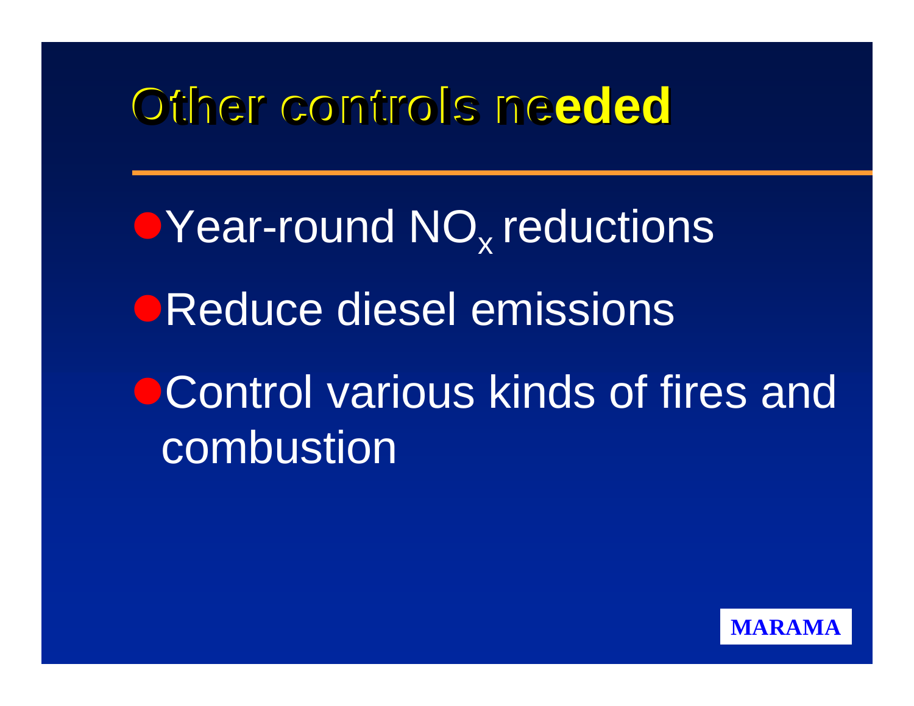# Other controls needed

- Year-round $NO_x$ reductions
- Reduce diesel emissions
- Control various kinds of fires and combustion

MARAMA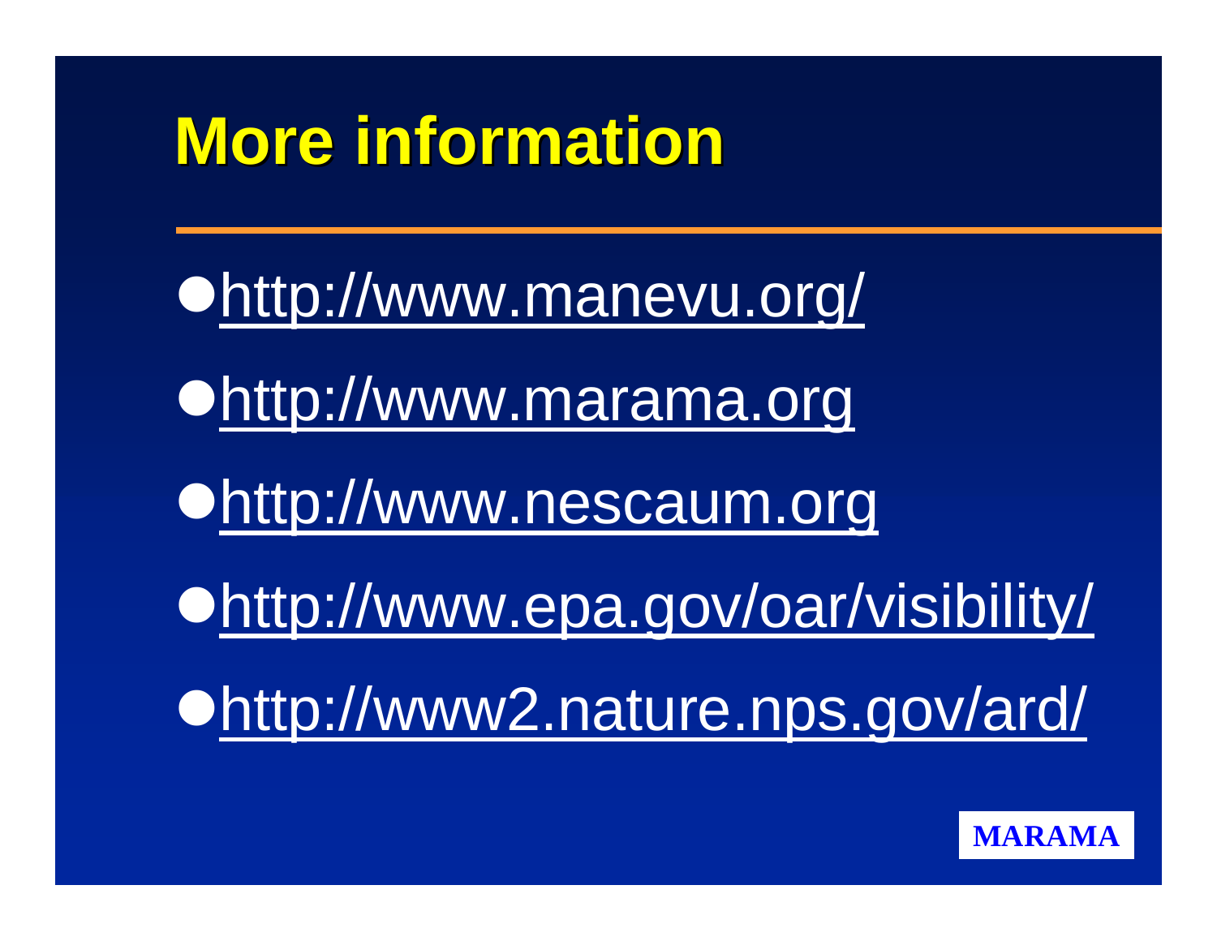# More information

- http://www.manevu.org/
- http://www.marama.org
- http://www.nescaum.org
- http://www.epa.gov/oar/visibility/
- http://www2.nature.nps.gov/ard/

MARAMA